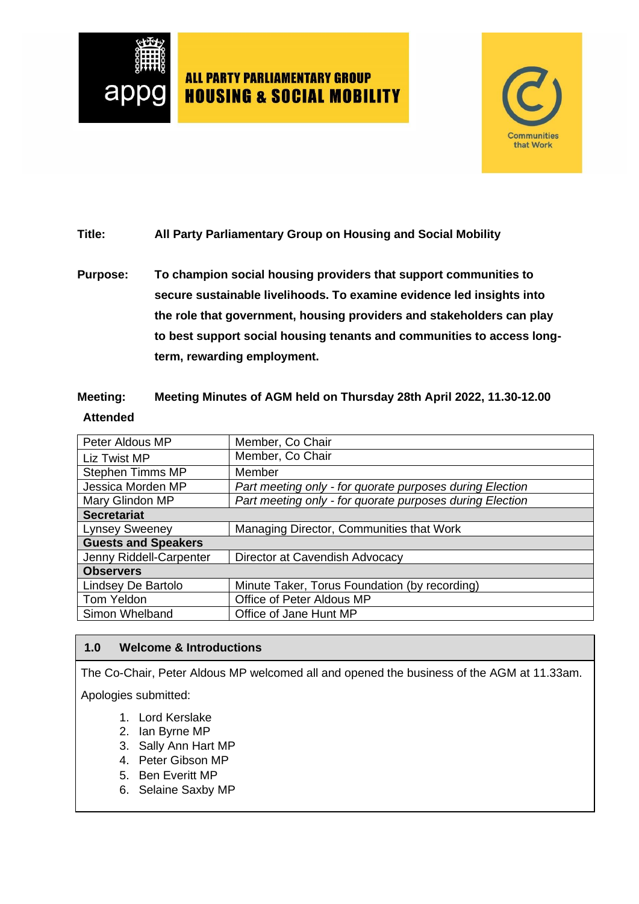ALL PARTY PARLIAMENTARY GROUP
**HOUSING & SOCIAL MOBILITY**

Communities that Work

**Title:** **All Party Parliamentary Group on Housing and Social Mobility**

**Purpose:** **To champion social housing providers that support communities to secure sustainable livelihoods. To examine evidence led insights into the role that government, housing providers and stakeholders can play to best support social housing tenants and communities to access long-term, rewarding employment.**

**Meeting:** **Meeting Minutes of AGM held on Thursday 28th April 2022, 11.30-12.00**

**Attended**

| | |
|---|---|
| Peter Aldous MP | Member, Co Chair |
| Liz Twist MP | Member, Co Chair |
| Stephen Timms MP | Member |
| Jessica Morden MP | *Part meeting only - for quorate purposes during Election* |
| Mary Glindon MP | *Part meeting only - for quorate purposes during Election* |
| **Secretariat** | |
| Lynsey Sweeney | Managing Director, Communities that Work |
| **Guests and Speakers** | |
| Jenny Riddell-Carpenter | Director at Cavendish Advocacy |
| **Observers** | |
| Lindsey De Bartolo | Minute Taker, Torus Foundation (by recording) |
| Tom Yeldon | Office of Peter Aldous MP |
| Simon Whelband | Office of Jane Hunt MP |

## 1.0 Welcome & Introductions

The Co-Chair, Peter Aldous MP welcomed all and opened the business of the AGM at 11.33am.

Apologies submitted:

1. Lord Kerslake
2. Ian Byrne MP
3. Sally Ann Hart MP
4. Peter Gibson MP
5. Ben Everitt MP
6. Selaine Saxby MP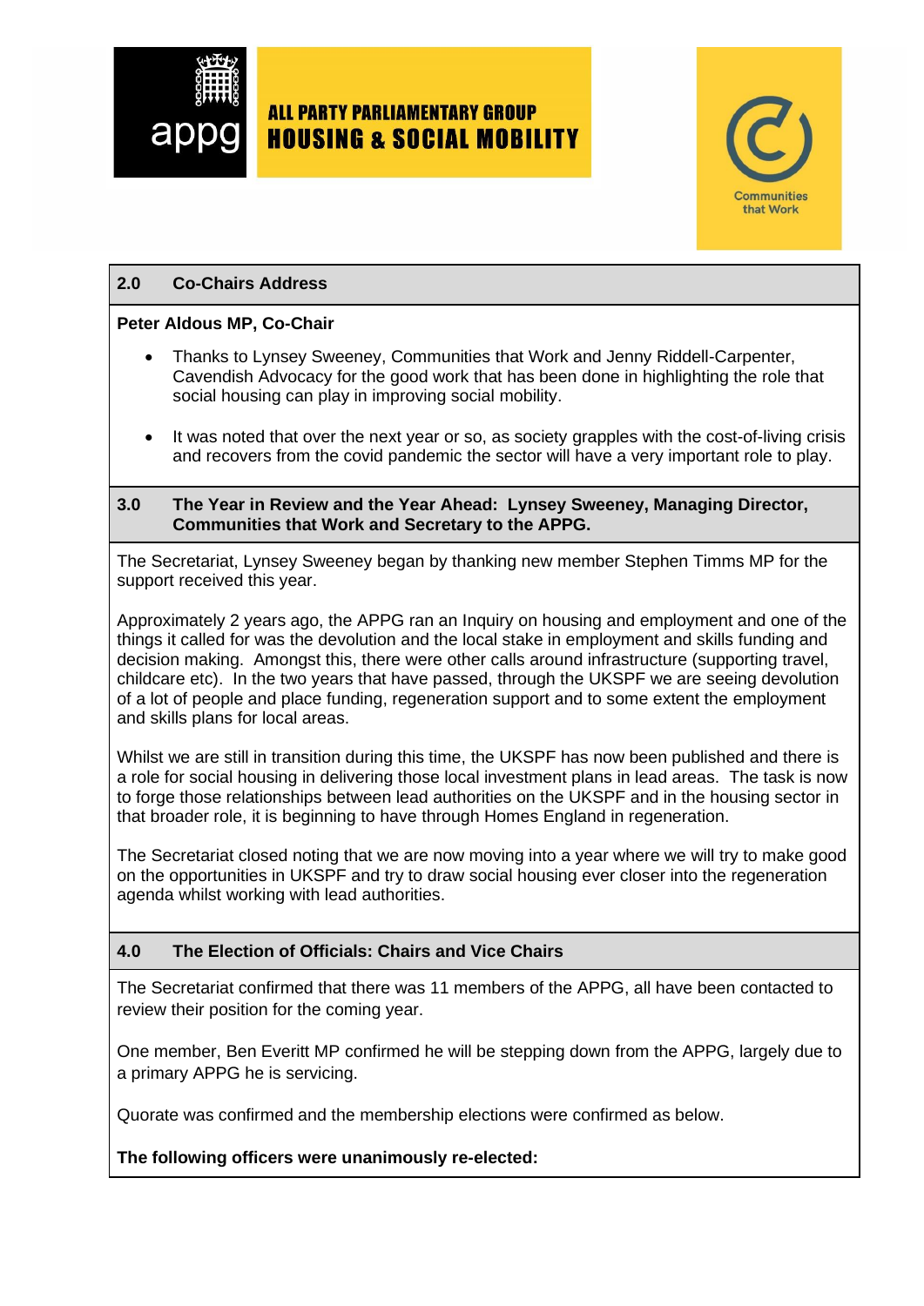## 2.0 Co-Chairs Address

**Peter Aldous MP, Co-Chair**

- Thanks to Lynsey Sweeney, Communities that Work and Jenny Riddell-Carpenter, Cavendish Advocacy for the good work that has been done in highlighting the role that social housing can play in improving social mobility.
- It was noted that over the next year or so, as society grapples with the cost-of-living crisis and recovers from the covid pandemic the sector will have a very important role to play.

## 3.0 The Year in Review and the Year Ahead: Lynsey Sweeney, Managing Director, Communities that Work and Secretary to the APPG.

The Secretariat, Lynsey Sweeney began by thanking new member Stephen Timms MP for the support received this year.

Approximately 2 years ago, the APPG ran an Inquiry on housing and employment and one of the things it called for was the devolution and the local stake in employment and skills funding and decision making. Amongst this, there were other calls around infrastructure (supporting travel, childcare etc). In the two years that have passed, through the UKSPF we are seeing devolution of a lot of people and place funding, regeneration support and to some extent the employment and skills plans for local areas.

Whilst we are still in transition during this time, the UKSPF has now been published and there is a role for social housing in delivering those local investment plans in lead areas. The task is now to forge those relationships between lead authorities on the UKSPF and in the housing sector in that broader role, it is beginning to have through Homes England in regeneration.

The Secretariat closed noting that we are now moving into a year where we will try to make good on the opportunities in UKSPF and try to draw social housing ever closer into the regeneration agenda whilst working with lead authorities.

## 4.0 The Election of Officials: Chairs and Vice Chairs

The Secretariat confirmed that there was 11 members of the APPG, all have been contacted to review their position for the coming year.

One member, Ben Everitt MP confirmed he will be stepping down from the APPG, largely due to a primary APPG he is servicing.

Quorate was confirmed and the membership elections were confirmed as below.

**The following officers were unanimously re-elected:**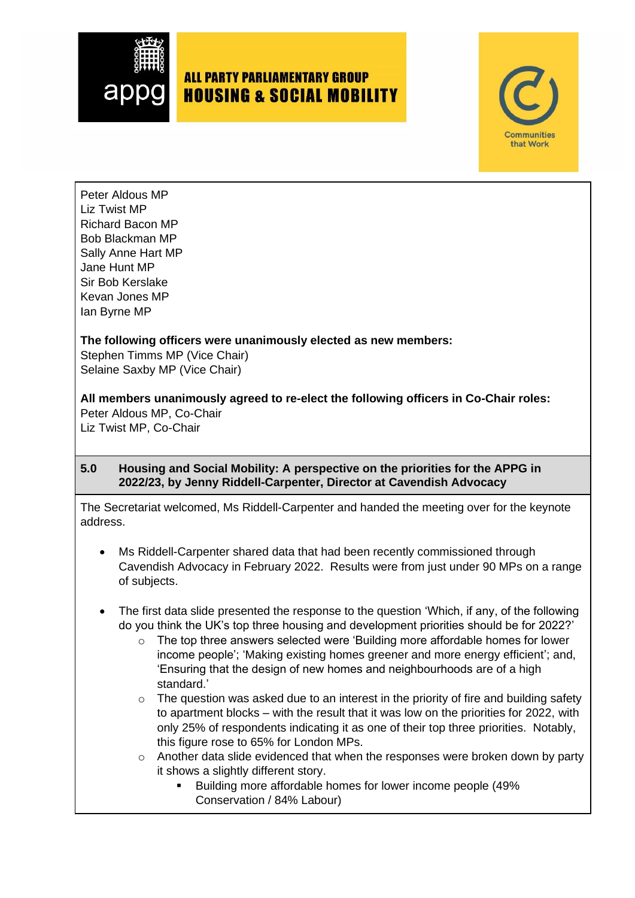ALL PARTY PARLIAMENTARY GROUP
**HOUSING & SOCIAL MOBILITY**

Communities that Work

Peter Aldous MP
Liz Twist MP
Richard Bacon MP
Bob Blackman MP
Sally Anne Hart MP
Jane Hunt MP
Sir Bob Kerslake
Kevan Jones MP
Ian Byrne MP

**The following officers were unanimously elected as new members:**
Stephen Timms MP (Vice Chair)
Selaine Saxby MP (Vice Chair)

**All members unanimously agreed to re-elect the following officers in Co-Chair roles:**
Peter Aldous MP, Co-Chair
Liz Twist MP, Co-Chair

**5.0 Housing and Social Mobility: A perspective on the priorities for the APPG in 2022/23, by Jenny Riddell-Carpenter, Director at Cavendish Advocacy**

The Secretariat welcomed, Ms Riddell-Carpenter and handed the meeting over for the keynote address.

- Ms Riddell-Carpenter shared data that had been recently commissioned through Cavendish Advocacy in February 2022. Results were from just under 90 MPs on a range of subjects.

- The first data slide presented the response to the question 'Which, if any, of the following do you think the UK's top three housing and development priorities should be for 2022?'
  - The top three answers selected were 'Building more affordable homes for lower income people'; 'Making existing homes greener and more energy efficient'; and, 'Ensuring that the design of new homes and neighbourhoods are of a high standard.'
  - The question was asked due to an interest in the priority of fire and building safety to apartment blocks – with the result that it was low on the priorities for 2022, with only 25% of respondents indicating it as one of their top three priorities. Notably, this figure rose to 65% for London MPs.
  - Another data slide evidenced that when the responses were broken down by party it shows a slightly different story.
    - Building more affordable homes for lower income people (49% Conservation / 84% Labour)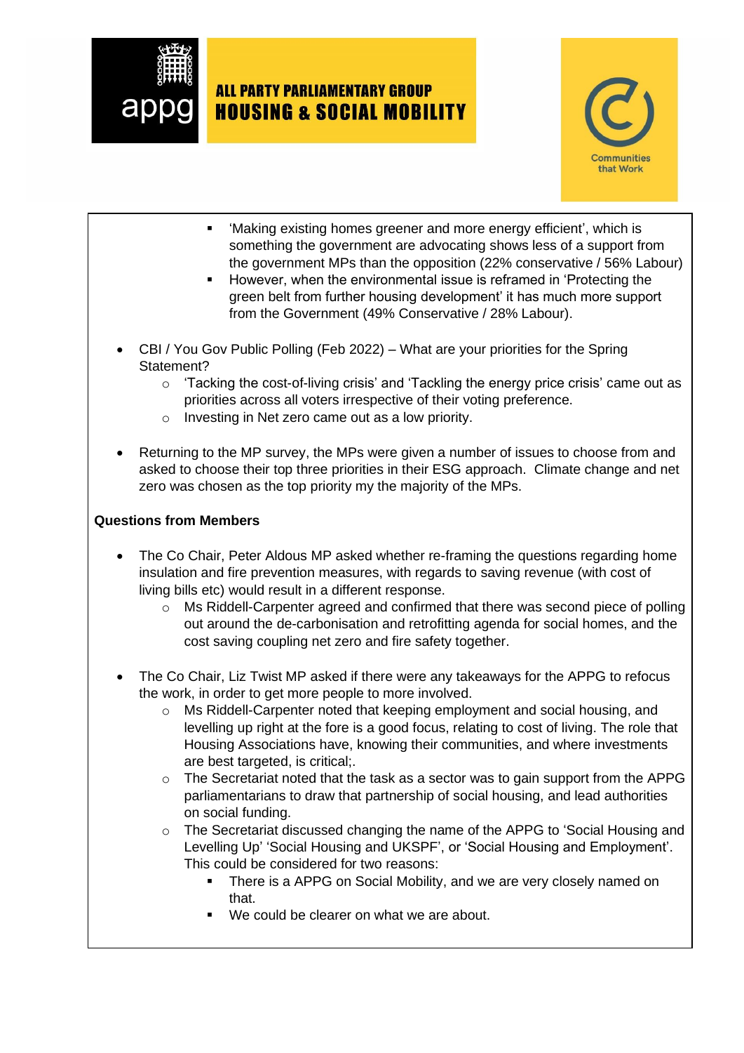- 'Making existing homes greener and more energy efficient', which is something the government are advocating shows less of a support from the government MPs than the opposition (22% conservative / 56% Labour)
  - However, when the environmental issue is reframed in 'Protecting the green belt from further housing development' it has much more support from the Government (49% Conservative / 28% Labour).

- CBI / You Gov Public Polling (Feb 2022) – What are your priorities for the Spring Statement?
  - 'Tacking the cost-of-living crisis' and 'Tackling the energy price crisis' came out as priorities across all voters irrespective of their voting preference.
  - Investing in Net zero came out as a low priority.

- Returning to the MP survey, the MPs were given a number of issues to choose from and asked to choose their top three priorities in their ESG approach. Climate change and net zero was chosen as the top priority my the majority of the MPs.

**Questions from Members**

- The Co Chair, Peter Aldous MP asked whether re-framing the questions regarding home insulation and fire prevention measures, with regards to saving revenue (with cost of living bills etc) would result in a different response.
  - Ms Riddell-Carpenter agreed and confirmed that there was second piece of polling out around the de-carbonisation and retrofitting agenda for social homes, and the cost saving coupling net zero and fire safety together.

- The Co Chair, Liz Twist MP asked if there were any takeaways for the APPG to refocus the work, in order to get more people to more involved.
  - Ms Riddell-Carpenter noted that keeping employment and social housing, and levelling up right at the fore is a good focus, relating to cost of living. The role that Housing Associations have, knowing their communities, and where investments are best targeted, is critical;.
  - The Secretariat noted that the task as a sector was to gain support from the APPG parliamentarians to draw that partnership of social housing, and lead authorities on social funding.
  - The Secretariat discussed changing the name of the APPG to 'Social Housing and Levelling Up' 'Social Housing and UKSPF', or 'Social Housing and Employment'. This could be considered for two reasons:
    - There is a APPG on Social Mobility, and we are very closely named on that.
    - We could be clearer on what we are about.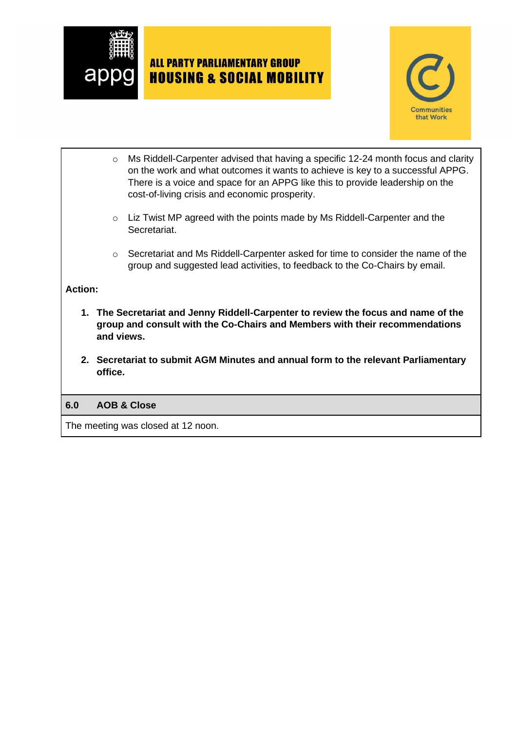- Ms Riddell-Carpenter advised that having a specific 12-24 month focus and clarity on the work and what outcomes it wants to achieve is key to a successful APPG. There is a voice and space for an APPG like this to provide leadership on the cost-of-living crisis and economic prosperity.

- Liz Twist MP agreed with the points made by Ms Riddell-Carpenter and the Secretariat.

- Secretariat and Ms Riddell-Carpenter asked for time to consider the name of the group and suggested lead activities, to feedback to the Co-Chairs by email.

**Action:**

1. **The Secretariat and Jenny Riddell-Carpenter to review the focus and name of the group and consult with the Co-Chairs and Members with their recommendations and views.**

2. **Secretariat to submit AGM Minutes and annual form to the relevant Parliamentary office.**

## 6.0 AOB & Close

The meeting was closed at 12 noon.